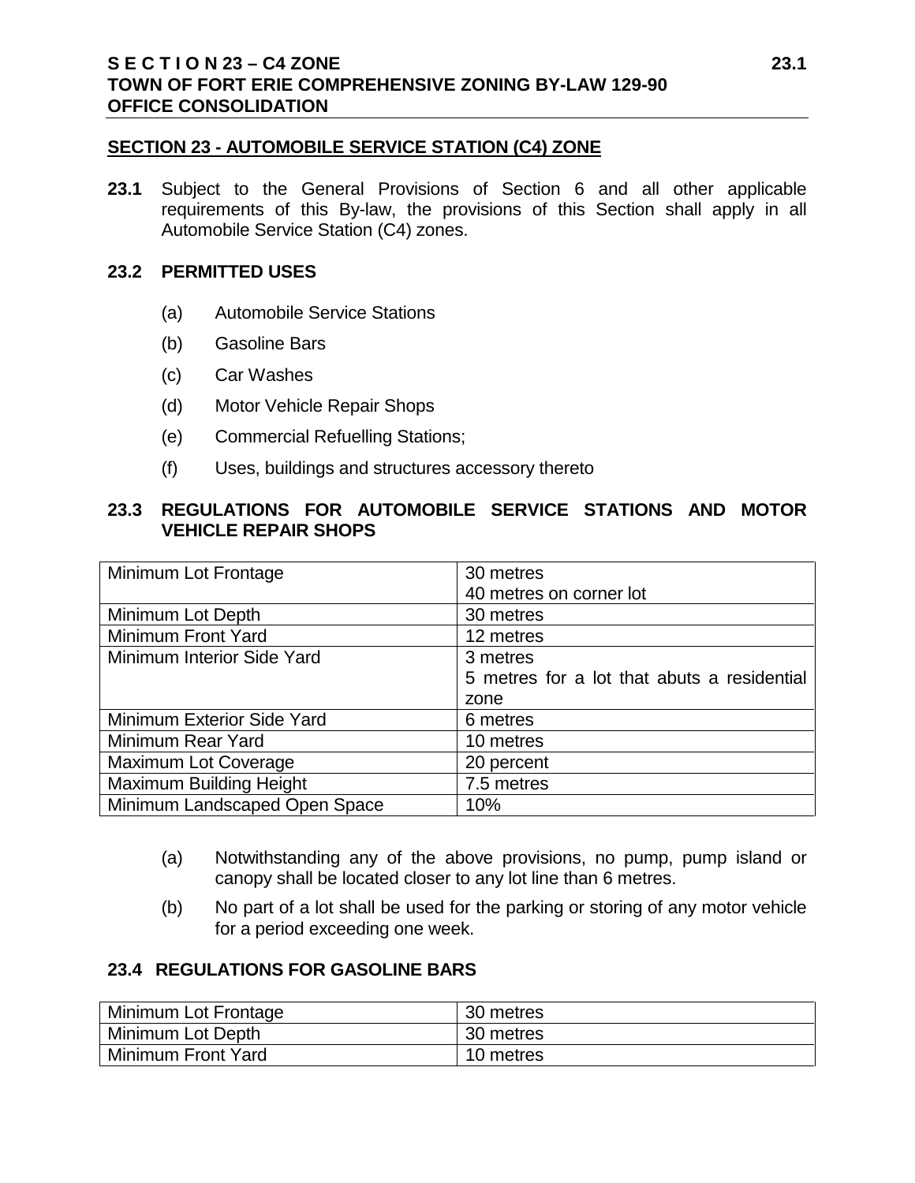## SECTION 23 - AUTOMOBILE SERVICE STATION (C4) ZONE

**23.1** Subject to the General Provisions of Section 6 and all other applicable requirements of this By-law, the provisions of this Section shall apply in all Automobile Service Station (C4) zones.

### 23.2 PERMITTED USES

(a) Automobile Service Stations

(b) Gasoline Bars

(c) Car Washes

(d) Motor Vehicle Repair Shops

(e) Commercial Refuelling Stations;

(f) Uses, buildings and structures accessory thereto

### 23.3 REGULATIONS FOR AUTOMOBILE SERVICE STATIONS AND MOTOR VEHICLE REPAIR SHOPS

| | |
|---|---|
| Minimum Lot Frontage | 30 metres<br>40 metres on corner lot |
| Minimum Lot Depth | 30 metres |
| Minimum Front Yard | 12 metres |
| Minimum Interior Side Yard | 3 metres<br>5 metres for a lot that abuts a residential zone |
| Minimum Exterior Side Yard | 6 metres |
| Minimum Rear Yard | 10 metres |
| Maximum Lot Coverage | 20 percent |
| Maximum Building Height | 7.5 metres |
| Minimum Landscaped Open Space | 10% |

(a) Notwithstanding any of the above provisions, no pump, pump island or canopy shall be located closer to any lot line than 6 metres.

(b) No part of a lot shall be used for the parking or storing of any motor vehicle for a period exceeding one week.

### 23.4 REGULATIONS FOR GASOLINE BARS

| | |
|---|---|
| Minimum Lot Frontage | 30 metres |
| Minimum Lot Depth | 30 metres |
| Minimum Front Yard | 10 metres |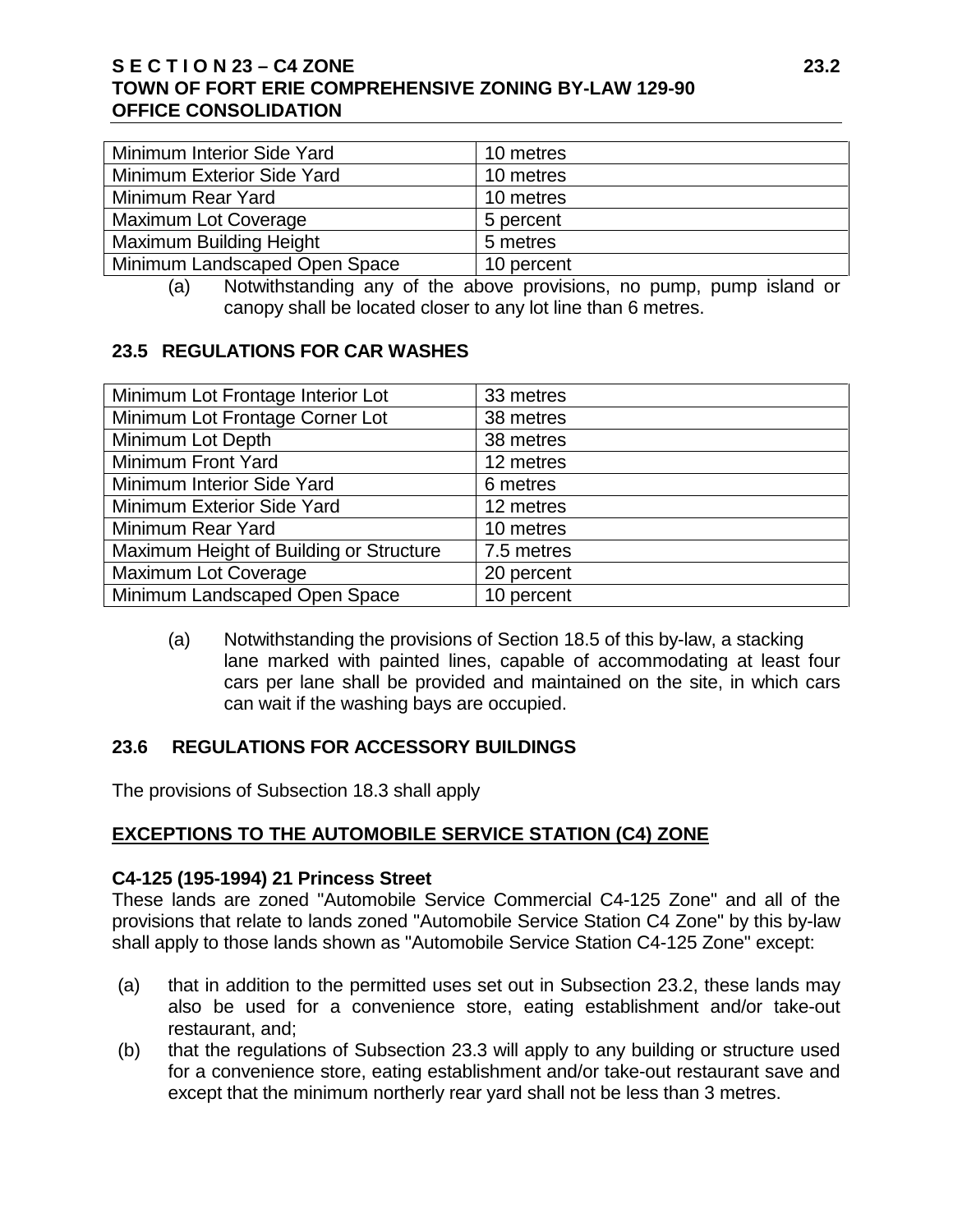| | |
|---|---|
| Minimum Interior Side Yard | 10 metres |
| Minimum Exterior Side Yard | 10 metres |
| Minimum Rear Yard | 10 metres |
| Maximum Lot Coverage | 5 percent |
| Maximum Building Height | 5 metres |
| Minimum Landscaped Open Space | 10 percent |

(a) Notwithstanding any of the above provisions, no pump, pump island or canopy shall be located closer to any lot line than 6 metres.

## 23.5 REGULATIONS FOR CAR WASHES

| | |
|---|---|
| Minimum Lot Frontage Interior Lot | 33 metres |
| Minimum Lot Frontage Corner Lot | 38 metres |
| Minimum Lot Depth | 38 metres |
| Minimum Front Yard | 12 metres |
| Minimum Interior Side Yard | 6 metres |
| Minimum Exterior Side Yard | 12 metres |
| Minimum Rear Yard | 10 metres |
| Maximum Height of Building or Structure | 7.5 metres |
| Maximum Lot Coverage | 20 percent |
| Minimum Landscaped Open Space | 10 percent |

(a) Notwithstanding the provisions of Section 18.5 of this by-law, a stacking lane marked with painted lines, capable of accommodating at least four cars per lane shall be provided and maintained on the site, in which cars can wait if the washing bays are occupied.

## 23.6 REGULATIONS FOR ACCESSORY BUILDINGS

The provisions of Subsection 18.3 shall apply

## EXCEPTIONS TO THE AUTOMOBILE SERVICE STATION (C4) ZONE

### C4-125 (195-1994) 21 Princess Street

These lands are zoned "Automobile Service Commercial C4-125 Zone" and all of the provisions that relate to lands zoned "Automobile Service Station C4 Zone" by this by-law shall apply to those lands shown as "Automobile Service Station C4-125 Zone" except:

(a) that in addition to the permitted uses set out in Subsection 23.2, these lands may also be used for a convenience store, eating establishment and/or take-out restaurant, and;

(b) that the regulations of Subsection 23.3 will apply to any building or structure used for a convenience store, eating establishment and/or take-out restaurant save and except that the minimum northerly rear yard shall not be less than 3 metres.